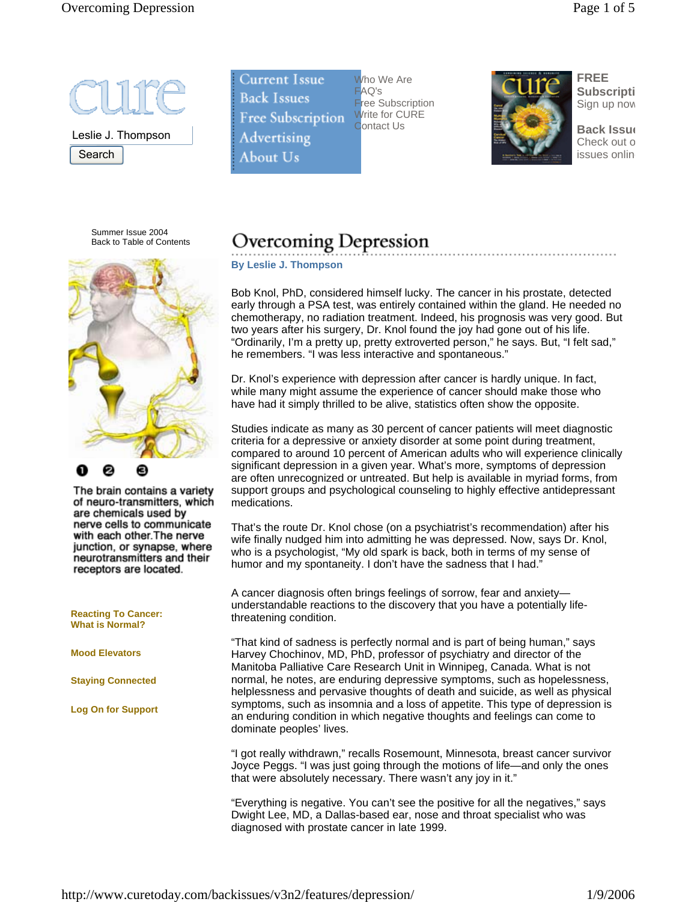Leslie J. Thompson

Search

Current Issue
Back Issues
Free Subscription
Advertising
About Us

Who We Are
FAQ's
Free Subscription
Write for CURE
Contact Us

**FREE Subscripti**
Sign up now

**Back Issu**
Check out o
issues onlin

Summer Issue 2004
Back to Table of Contents

❶ ❷ ❸

The brain contains a variety of neuro-transmitters, which are chemicals used by nerve cells to communicate with each other.The nerve junction, or synapse, where neurotransmitters and their receptors are located.

**Reacting To Cancer: What is Normal?**

**Mood Elevators**

**Staying Connected**

**Log On for Support**

# Overcoming Depression

**By Leslie J. Thompson**

Bob Knol, PhD, considered himself lucky. The cancer in his prostate, detected early through a PSA test, was entirely contained within the gland. He needed no chemotherapy, no radiation treatment. Indeed, his prognosis was very good. But two years after his surgery, Dr. Knol found the joy had gone out of his life. “Ordinarily, I’m a pretty up, pretty extroverted person,” he says. But, “I felt sad,” he remembers. “I was less interactive and spontaneous.”

Dr. Knol’s experience with depression after cancer is hardly unique. In fact, while many might assume the experience of cancer should make those who have had it simply thrilled to be alive, statistics often show the opposite.

Studies indicate as many as 30 percent of cancer patients will meet diagnostic criteria for a depressive or anxiety disorder at some point during treatment, compared to around 10 percent of American adults who will experience clinically significant depression in a given year. What’s more, symptoms of depression are often unrecognized or untreated. But help is available in myriad forms, from support groups and psychological counseling to highly effective antidepressant medications.

That’s the route Dr. Knol chose (on a psychiatrist’s recommendation) after his wife finally nudged him into admitting he was depressed. Now, says Dr. Knol, who is a psychologist, “My old spark is back, both in terms of my sense of humor and my spontaneity. I don’t have the sadness that I had.”

A cancer diagnosis often brings feelings of sorrow, fear and anxiety—understandable reactions to the discovery that you have a potentially life-threatening condition.

“That kind of sadness is perfectly normal and is part of being human,” says Harvey Chochinov, MD, PhD, professor of psychiatry and director of the Manitoba Palliative Care Research Unit in Winnipeg, Canada. What is not normal, he notes, are enduring depressive symptoms, such as hopelessness, helplessness and pervasive thoughts of death and suicide, as well as physical symptoms, such as insomnia and a loss of appetite. This type of depression is an enduring condition in which negative thoughts and feelings can come to dominate peoples’ lives.

“I got really withdrawn,” recalls Rosemount, Minnesota, breast cancer survivor Joyce Peggs. “I was just going through the motions of life—and only the ones that were absolutely necessary. There wasn’t any joy in it.”

“Everything is negative. You can’t see the positive for all the negatives,” says Dwight Lee, MD, a Dallas-based ear, nose and throat specialist who was diagnosed with prostate cancer in late 1999.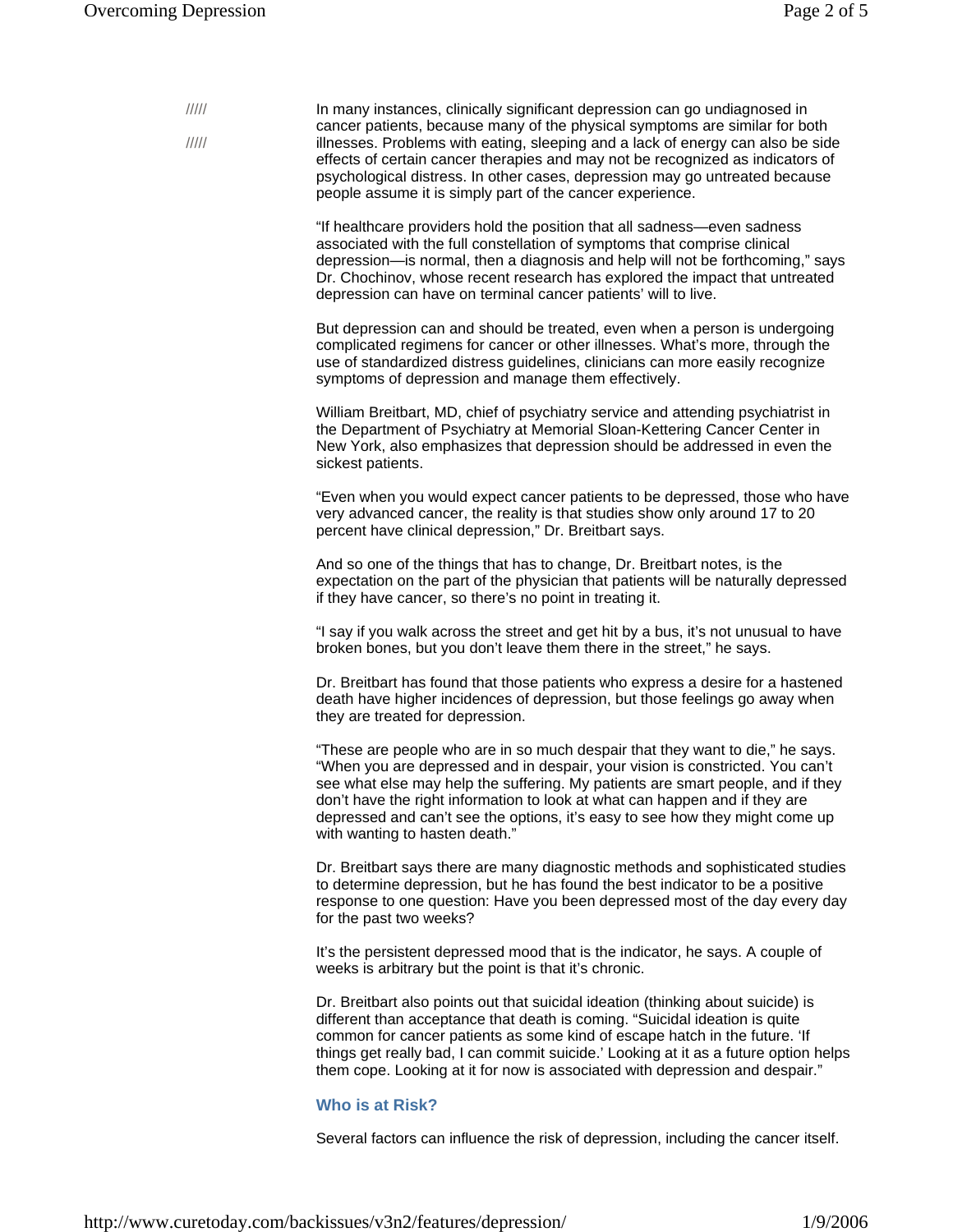In many instances, clinically significant depression can go undiagnosed in cancer patients, because many of the physical symptoms are similar for both illnesses. Problems with eating, sleeping and a lack of energy can also be side effects of certain cancer therapies and may not be recognized as indicators of psychological distress. In other cases, depression may go untreated because people assume it is simply part of the cancer experience.

"If healthcare providers hold the position that all sadness—even sadness associated with the full constellation of symptoms that comprise clinical depression—is normal, then a diagnosis and help will not be forthcoming," says Dr. Chochinov, whose recent research has explored the impact that untreated depression can have on terminal cancer patients' will to live.

But depression can and should be treated, even when a person is undergoing complicated regimens for cancer or other illnesses. What's more, through the use of standardized distress guidelines, clinicians can more easily recognize symptoms of depression and manage them effectively.

William Breitbart, MD, chief of psychiatry service and attending psychiatrist in the Department of Psychiatry at Memorial Sloan-Kettering Cancer Center in New York, also emphasizes that depression should be addressed in even the sickest patients.

"Even when you would expect cancer patients to be depressed, those who have very advanced cancer, the reality is that studies show only around 17 to 20 percent have clinical depression," Dr. Breitbart says.

And so one of the things that has to change, Dr. Breitbart notes, is the expectation on the part of the physician that patients will be naturally depressed if they have cancer, so there's no point in treating it.

"I say if you walk across the street and get hit by a bus, it's not unusual to have broken bones, but you don't leave them there in the street," he says.

Dr. Breitbart has found that those patients who express a desire for a hastened death have higher incidences of depression, but those feelings go away when they are treated for depression.

"These are people who are in so much despair that they want to die," he says. "When you are depressed and in despair, your vision is constricted. You can't see what else may help the suffering. My patients are smart people, and if they don't have the right information to look at what can happen and if they are depressed and can't see the options, it's easy to see how they might come up with wanting to hasten death."

Dr. Breitbart says there are many diagnostic methods and sophisticated studies to determine depression, but he has found the best indicator to be a positive response to one question: Have you been depressed most of the day every day for the past two weeks?

It's the persistent depressed mood that is the indicator, he says. A couple of weeks is arbitrary but the point is that it's chronic.

Dr. Breitbart also points out that suicidal ideation (thinking about suicide) is different than acceptance that death is coming. "Suicidal ideation is quite common for cancer patients as some kind of escape hatch in the future. 'If things get really bad, I can commit suicide.' Looking at it as a future option helps them cope. Looking at it for now is associated with depression and despair."

### Who is at Risk?

Several factors can influence the risk of depression, including the cancer itself.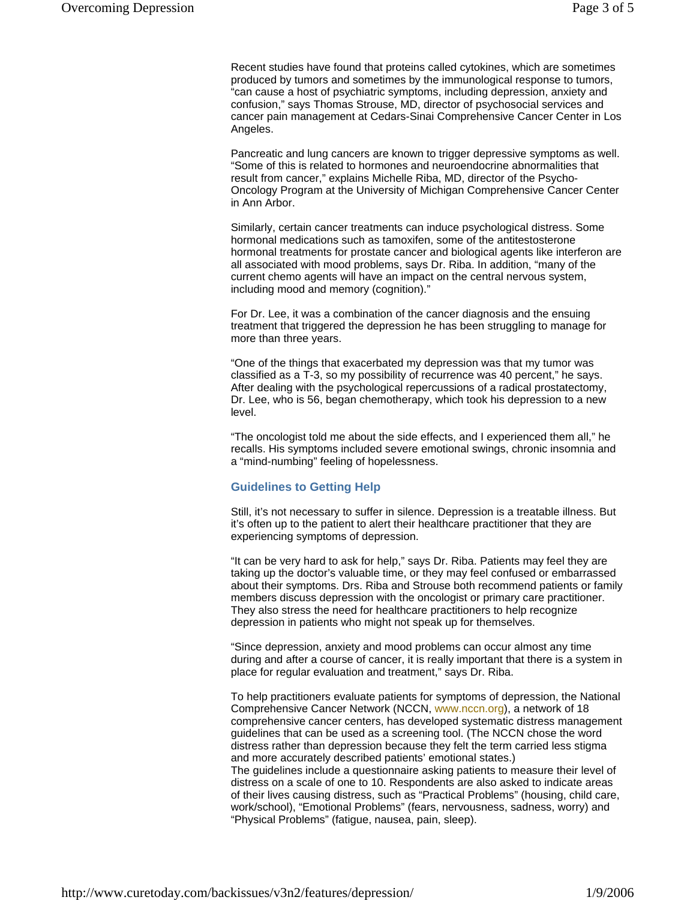Recent studies have found that proteins called cytokines, which are sometimes produced by tumors and sometimes by the immunological response to tumors, "can cause a host of psychiatric symptoms, including depression, anxiety and confusion," says Thomas Strouse, MD, director of psychosocial services and cancer pain management at Cedars-Sinai Comprehensive Cancer Center in Los Angeles.

Pancreatic and lung cancers are known to trigger depressive symptoms as well. "Some of this is related to hormones and neuroendocrine abnormalities that result from cancer," explains Michelle Riba, MD, director of the Psycho-Oncology Program at the University of Michigan Comprehensive Cancer Center in Ann Arbor.

Similarly, certain cancer treatments can induce psychological distress. Some hormonal medications such as tamoxifen, some of the antitestosterone hormonal treatments for prostate cancer and biological agents like interferon are all associated with mood problems, says Dr. Riba. In addition, "many of the current chemo agents will have an impact on the central nervous system, including mood and memory (cognition)."

For Dr. Lee, it was a combination of the cancer diagnosis and the ensuing treatment that triggered the depression he has been struggling to manage for more than three years.

"One of the things that exacerbated my depression was that my tumor was classified as a T-3, so my possibility of recurrence was 40 percent," he says. After dealing with the psychological repercussions of a radical prostatectomy, Dr. Lee, who is 56, began chemotherapy, which took his depression to a new level.

"The oncologist told me about the side effects, and I experienced them all," he recalls. His symptoms included severe emotional swings, chronic insomnia and a "mind-numbing" feeling of hopelessness.

### Guidelines to Getting Help

Still, it's not necessary to suffer in silence. Depression is a treatable illness. But it's often up to the patient to alert their healthcare practitioner that they are experiencing symptoms of depression.

"It can be very hard to ask for help," says Dr. Riba. Patients may feel they are taking up the doctor's valuable time, or they may feel confused or embarrassed about their symptoms. Drs. Riba and Strouse both recommend patients or family members discuss depression with the oncologist or primary care practitioner. They also stress the need for healthcare practitioners to help recognize depression in patients who might not speak up for themselves.

"Since depression, anxiety and mood problems can occur almost any time during and after a course of cancer, it is really important that there is a system in place for regular evaluation and treatment," says Dr. Riba.

To help practitioners evaluate patients for symptoms of depression, the National Comprehensive Cancer Network (NCCN, www.nccn.org), a network of 18 comprehensive cancer centers, has developed systematic distress management guidelines that can be used as a screening tool. (The NCCN chose the word distress rather than depression because they felt the term carried less stigma and more accurately described patients' emotional states.)

The guidelines include a questionnaire asking patients to measure their level of distress on a scale of one to 10. Respondents are also asked to indicate areas of their lives causing distress, such as "Practical Problems" (housing, child care, work/school), "Emotional Problems" (fears, nervousness, sadness, worry) and "Physical Problems" (fatigue, nausea, pain, sleep).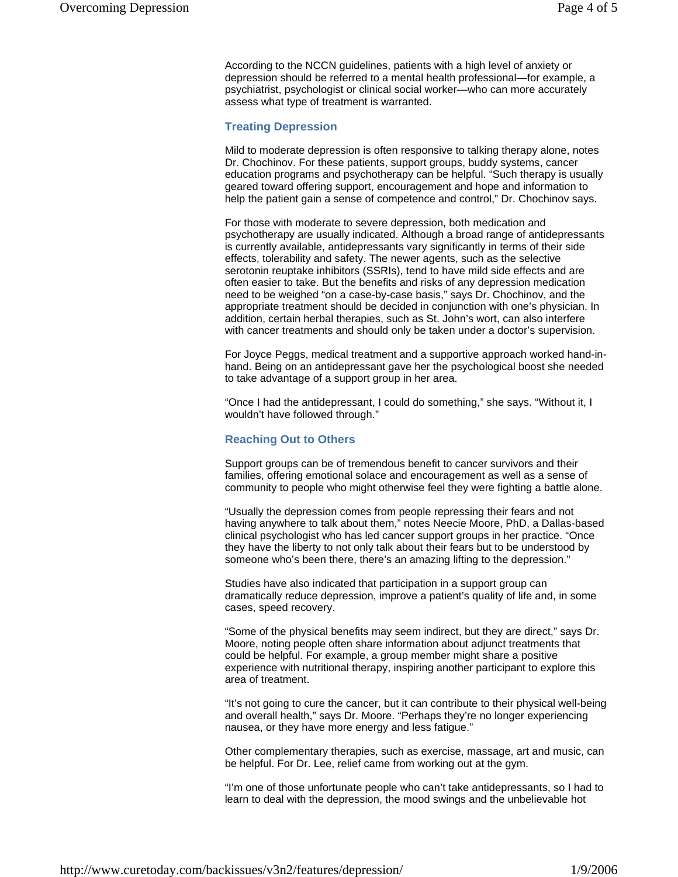According to the NCCN guidelines, patients with a high level of anxiety or depression should be referred to a mental health professional—for example, a psychiatrist, psychologist or clinical social worker—who can more accurately assess what type of treatment is warranted.

## Treating Depression

Mild to moderate depression is often responsive to talking therapy alone, notes Dr. Chochinov. For these patients, support groups, buddy systems, cancer education programs and psychotherapy can be helpful. "Such therapy is usually geared toward offering support, encouragement and hope and information to help the patient gain a sense of competence and control," Dr. Chochinov says.

For those with moderate to severe depression, both medication and psychotherapy are usually indicated. Although a broad range of antidepressants is currently available, antidepressants vary significantly in terms of their side effects, tolerability and safety. The newer agents, such as the selective serotonin reuptake inhibitors (SSRIs), tend to have mild side effects and are often easier to take. But the benefits and risks of any depression medication need to be weighed "on a case-by-case basis," says Dr. Chochinov, and the appropriate treatment should be decided in conjunction with one's physician. In addition, certain herbal therapies, such as St. John's wort, can also interfere with cancer treatments and should only be taken under a doctor's supervision.

For Joyce Peggs, medical treatment and a supportive approach worked hand-in-hand. Being on an antidepressant gave her the psychological boost she needed to take advantage of a support group in her area.

"Once I had the antidepressant, I could do something," she says. "Without it, I wouldn't have followed through."

## Reaching Out to Others

Support groups can be of tremendous benefit to cancer survivors and their families, offering emotional solace and encouragement as well as a sense of community to people who might otherwise feel they were fighting a battle alone.

"Usually the depression comes from people repressing their fears and not having anywhere to talk about them," notes Neecie Moore, PhD, a Dallas-based clinical psychologist who has led cancer support groups in her practice. "Once they have the liberty to not only talk about their fears but to be understood by someone who's been there, there's an amazing lifting to the depression."

Studies have also indicated that participation in a support group can dramatically reduce depression, improve a patient's quality of life and, in some cases, speed recovery.

"Some of the physical benefits may seem indirect, but they are direct," says Dr. Moore, noting people often share information about adjunct treatments that could be helpful. For example, a group member might share a positive experience with nutritional therapy, inspiring another participant to explore this area of treatment.

"It's not going to cure the cancer, but it can contribute to their physical well-being and overall health," says Dr. Moore. "Perhaps they're no longer experiencing nausea, or they have more energy and less fatigue."

Other complementary therapies, such as exercise, massage, art and music, can be helpful. For Dr. Lee, relief came from working out at the gym.

"I'm one of those unfortunate people who can't take antidepressants, so I had to learn to deal with the depression, the mood swings and the unbelievable hot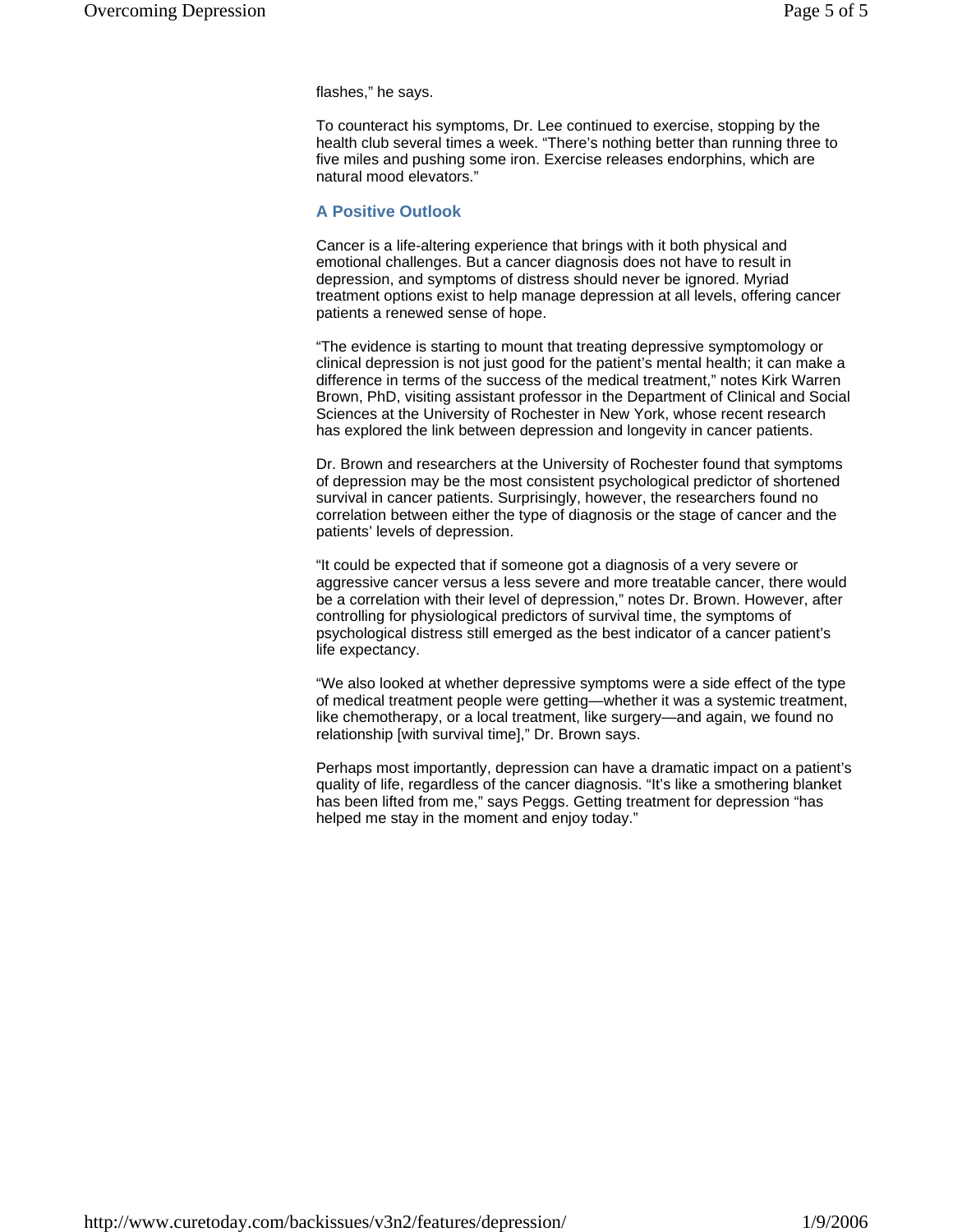flashes," he says.

To counteract his symptoms, Dr. Lee continued to exercise, stopping by the health club several times a week. "There's nothing better than running three to five miles and pushing some iron. Exercise releases endorphins, which are natural mood elevators."

### A Positive Outlook

Cancer is a life-altering experience that brings with it both physical and emotional challenges. But a cancer diagnosis does not have to result in depression, and symptoms of distress should never be ignored. Myriad treatment options exist to help manage depression at all levels, offering cancer patients a renewed sense of hope.

"The evidence is starting to mount that treating depressive symptomology or clinical depression is not just good for the patient's mental health; it can make a difference in terms of the success of the medical treatment," notes Kirk Warren Brown, PhD, visiting assistant professor in the Department of Clinical and Social Sciences at the University of Rochester in New York, whose recent research has explored the link between depression and longevity in cancer patients.

Dr. Brown and researchers at the University of Rochester found that symptoms of depression may be the most consistent psychological predictor of shortened survival in cancer patients. Surprisingly, however, the researchers found no correlation between either the type of diagnosis or the stage of cancer and the patients' levels of depression.

"It could be expected that if someone got a diagnosis of a very severe or aggressive cancer versus a less severe and more treatable cancer, there would be a correlation with their level of depression," notes Dr. Brown. However, after controlling for physiological predictors of survival time, the symptoms of psychological distress still emerged as the best indicator of a cancer patient's life expectancy.

"We also looked at whether depressive symptoms were a side effect of the type of medical treatment people were getting—whether it was a systemic treatment, like chemotherapy, or a local treatment, like surgery—and again, we found no relationship [with survival time]," Dr. Brown says.

Perhaps most importantly, depression can have a dramatic impact on a patient's quality of life, regardless of the cancer diagnosis. "It's like a smothering blanket has been lifted from me," says Peggs. Getting treatment for depression "has helped me stay in the moment and enjoy today."